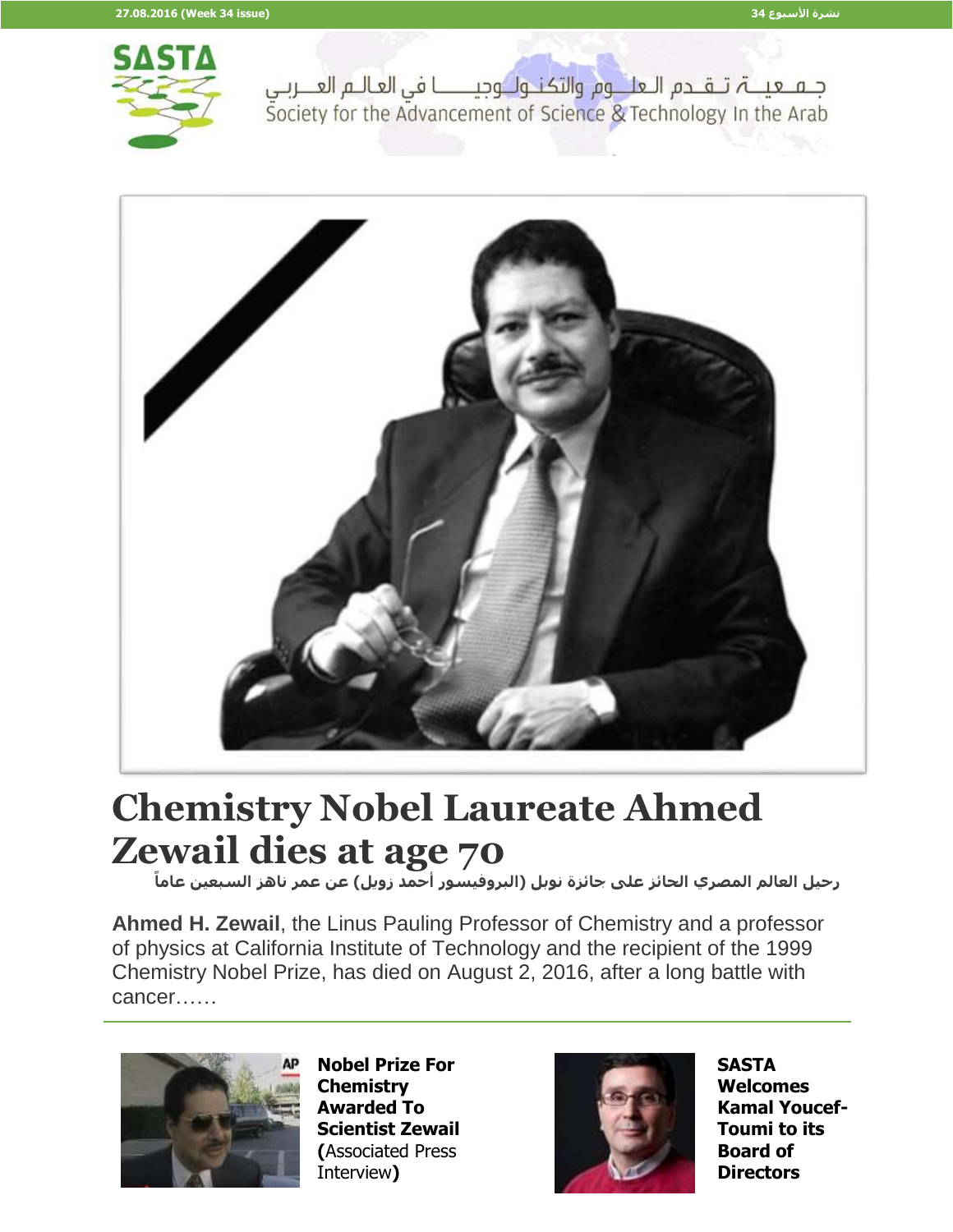جـمـعيـة تـقـدم الـعلــوم والتكـنـولـوجيــــا في العالـم العــربي
Society for the Advancement of Science & Technology In the Arab

# Chemistry Nobel Laureate Ahmed Zewail dies at age 70

**رحيل العالم المصري الحائز على جائزة نوبل (البروفيسور أحمد زويل) عن عمر ناهز السبعين عاماً**

**Ahmed H. Zewail**, the Linus Pauling Professor of Chemistry and a professor of physics at California Institute of Technology and the recipient of the 1999 Chemistry Nobel Prize, has died on August 2, 2016, after a long battle with cancer……

---

**Nobel Prize For Chemistry Awarded To Scientist Zewail (**Associated Press Interview**)**

**SASTA Welcomes Kamal Youcef-Toumi to its Board of Directors**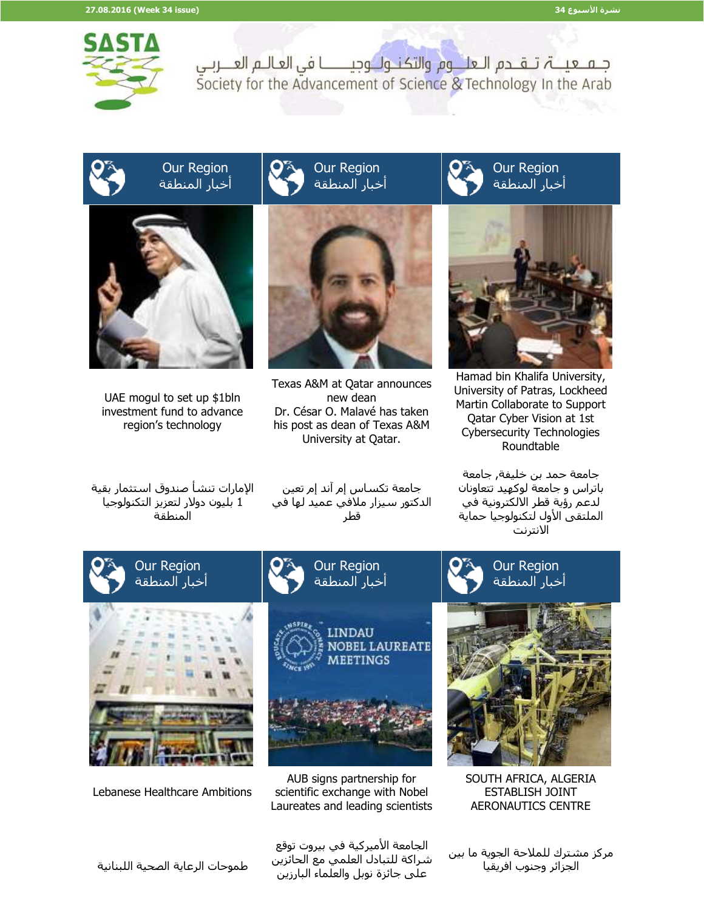# SASTA

جـمـعـيـة تـقـدم الـعـلـوم والتكـنـولـوجيـا في العـالـم العـربـي

Society for the Advancement of Science & Technology In the Arab

## Our Region
## أخبار المنطقة

UAE mogul to set up $1bln investment fund to advance region's technology

الإمارات تنشأ صندوق استثمار بقية 1 بليون دولار لتعزيز التكنولوجيا المنطقة

## Our Region
## أخبار المنطقة

Texas A&M at Qatar announces new dean
Dr. César O. Malavé has taken his post as dean of Texas A&M University at Qatar.

جامعة تكساس إم آند إم تعين الدكتور سيزار ملافي عميد لها في قطر

## Our Region
## أخبار المنطقة

Hamad bin Khalifa University, University of Patras, Lockheed Martin Collaborate to Support Qatar Cyber Vision at 1st Cybersecurity Technologies Roundtable

جامعة حمد بن خليفة, جامعة باتراس و جامعة لوكهيد تتعاونان لدعم رؤية قطر الالكترونية في الملتقى الأول لتكنولوجيا حماية الانترنت

## Our Region
## أخبار المنطقة

Lebanese Healthcare Ambitions

طموحات الرعاية الصحية اللبنانية

## Our Region
## أخبار المنطقة

AUB signs partnership for scientific exchange with Nobel Laureates and leading scientists

الجامعة الأميركية في بيروت توقع شراكة للتبادل العلمي مع الحائزين على جائزة نوبل والعلماء البارزين

## Our Region
## أخبار المنطقة

SOUTH AFRICA, ALGERIA ESTABLISH JOINT AERONAUTICS CENTRE

مركز مشترك للملاحة الجوية ما بين الجزائر وجنوب افريقيا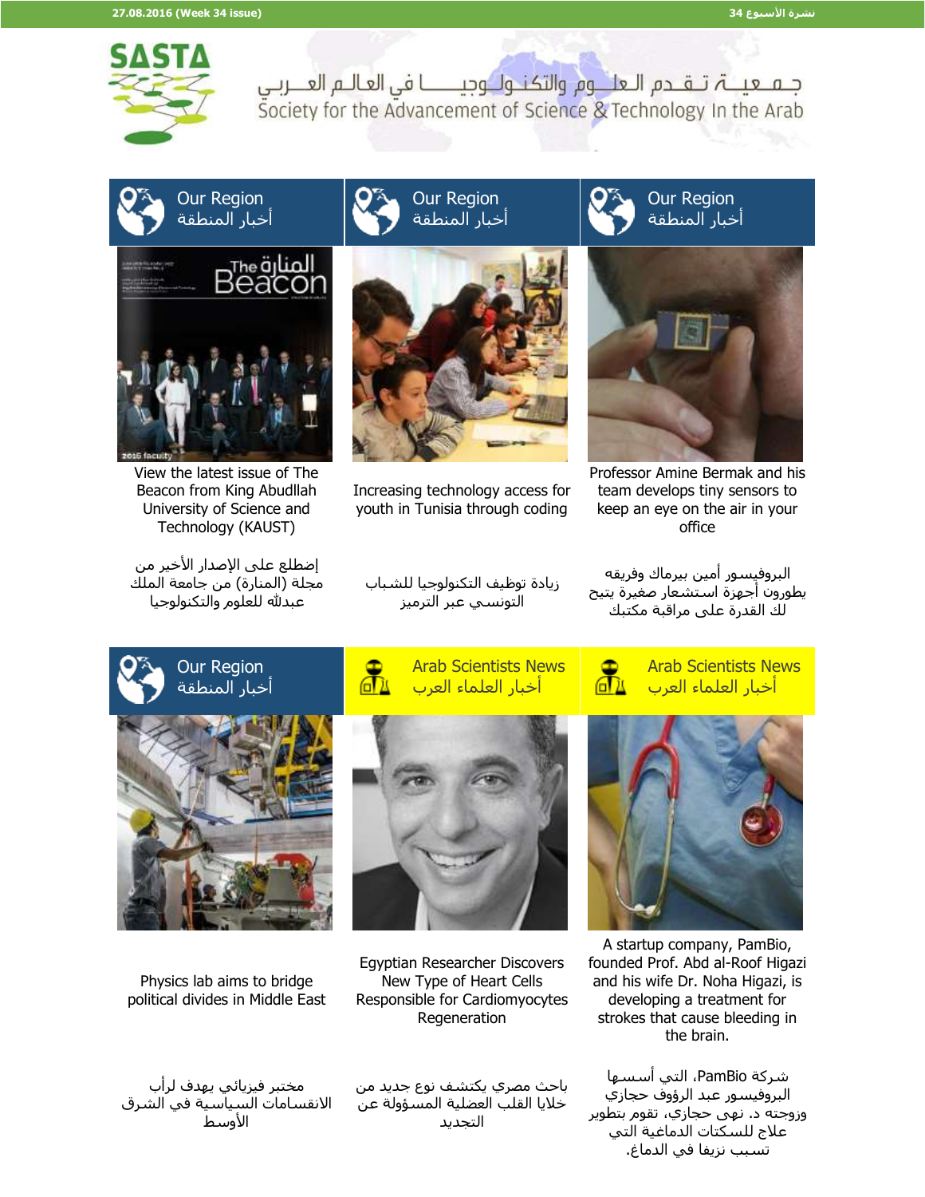27.08.2016 (Week 34 issue) | نشرة الأسبوع 34

# جمعية تقدم العلوم والتكنولوجيا في العالم العربي
Society for the Advancement of Science & Technology In the Arab

## Our Region
أخبار المنطقة

View the latest issue of The Beacon from King Abudllah University of Science and Technology (KAUST)

إضطلع على الإصدار الأخير من مجلة (المنارة) من جامعة الملك عبدالله للعلوم والتكنولوجيا

## Our Region
أخبار المنطقة

Increasing technology access for youth in Tunisia through coding

زيادة توظيف التكنولوجيا للشباب التونسي عبر الترميز

## Our Region
أخبار المنطقة

Professor Amine Bermak and his team develops tiny sensors to keep an eye on the air in your office

البروفيسور أمين بيرماك وفريقه يطورون أجهزة استشعار صغيرة يتيح لك القدرة على مراقبة مكتبك

## Our Region
أخبار المنطقة

Physics lab aims to bridge political divides in Middle East

مختبر فيزيائي يهدف لرأب الانقسامات السياسية في الشرق الأوسط

## Arab Scientists News
أخبار العلماء العرب

Egyptian Researcher Discovers New Type of Heart Cells Responsible for Cardiomyocytes Regeneration

باحث مصري يكتشف نوع جديد من خلايا القلب العضلية المسؤولة عن التجديد

## Arab Scientists News
أخبار العلماء العرب

A startup company, PamBio, founded Prof. Abd al-Roof Higazi and his wife Dr. Noha Higazi, is developing a treatment for strokes that cause bleeding in the brain.

شركة PamBio، التي أسسها البروفيسور عبد الرؤوف حجازي وزوجته د. نهى حجازي، تقوم بتطوير علاج للسكتات الدماغية التي تسبب نزيفا في الدماغ.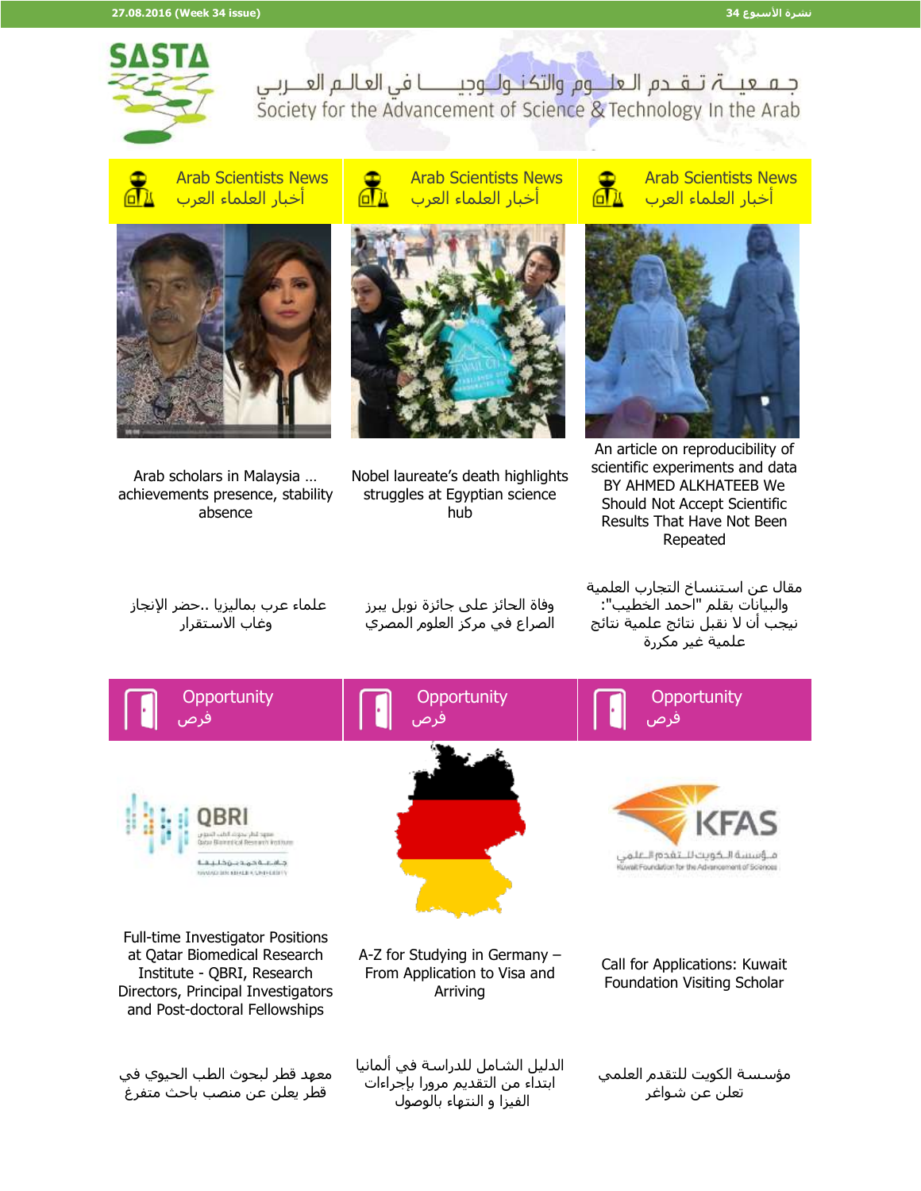# جمعية تقدم العلوم والتكنولوجيا في العالم العربي
Society for the Advancement of Science & Technology In the Arab

## Arab Scientists News
## أخبار العلماء العرب

Arab scholars in Malaysia … achievements presence, stability absence

علماء عرب بماليزيا ..حضر الإنجاز وغاب الاستقرار

Nobel laureate's death highlights struggles at Egyptian science hub

وفاة الحائز على جائزة نوبل يبرز الصراع في مركز العلوم المصري

An article on reproducibility of scientific experiments and data BY AHMED ALKHATEEB We Should Not Accept Scientific Results That Have Not Been Repeated

مقال عن استنساخ التجارب العلمية والبيانات بقلم "احمد الخطيب": نيجب أن لا نقبل نتائج علمية نتائج علمية غير مكررة

## Opportunity
## فرص

Full-time Investigator Positions at Qatar Biomedical Research Institute - QBRI, Research Directors, Principal Investigators and Post-doctoral Fellowships

معهد قطر لبحوث الطب الحيوي في قطر يعلن عن منصب باحث متفرغة

A-Z for Studying in Germany – From Application to Visa and Arriving

الدليل الشامل للدراسة في ألمانيا ابتداء من التقديم مرورا بإجراءات الفيزا و انتهاء بالوصول

Call for Applications: Kuwait Foundation Visiting Scholar

مؤسسة الكويت للتقدم العلمي تعلن عن شواغر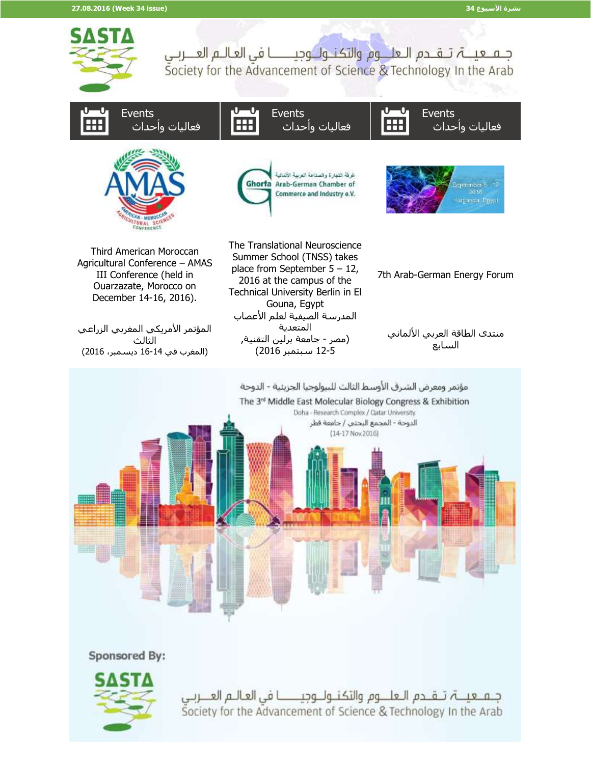# جـمـعيـة تـقـدم الـعلــوم والتكـنـولـوجيــــا في العالـم العــربي
Society for the Advancement of Science & Technology In the Arab

## Events فعاليات وأحداث

Third American Moroccan Agricultural Conference – AMAS III Conference (held in Ouarzazate, Morocco on December 14-16, 2016).

المؤتمر الأمريكي المغربي الزراعي الثالث
(المغرب في 14-16 ديسمبر، 2016)

## Events فعاليات وأحداث

The Translational Neuroscience Summer School (TNSS) takes place from September 5 – 12, 2016 at the campus of the Technical University Berlin in El Gouna, Egypt

المدرسة الصيفية لعلم الأعصاب المتعدية
(مصر - جامعة برلين التقنية، 5-12 سبتمبر 2016)

## Events فعاليات وأحداث

7th Arab-German Energy Forum

منتدى الطاقة العربي الألماني السابع

---

مؤتمر ومعرض الشرق الأوسط الثالث للبيولوجيا الجزيئية - الدوحة

The 3rd Middle East Molecular Biology Congress & Exhibition

Doha - Research Complex / Qatar University

الدوحة - المجمع البحثي / جامعة قطر

(14-17 Nov.2016)

**Sponsored By:**

جـمـعيـة تـقـدم الـعلــوم والتكـنـولـوجيــــا في العالـم العــربي
Society for the Advancement of Science & Technology In the Arab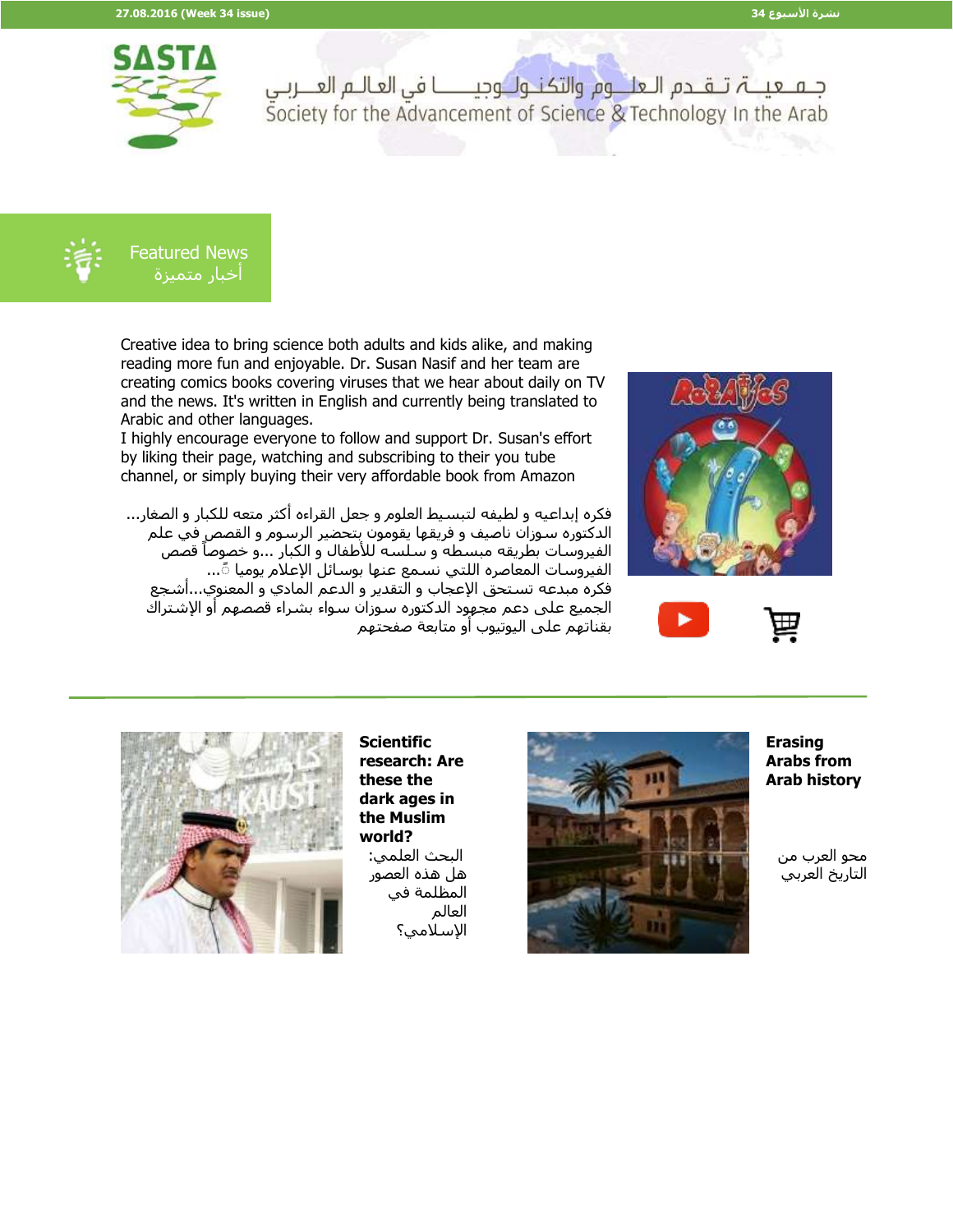27.08.2016 (Week 34 issue) نشرة الأسبوع 34

SASTA

جـمـعيــة تـقـدم الـعلــوم والتكـنـولـوجيـــا في العالـم العـربي

Society for the Advancement of Science & Technology In the Arab

## Featured News
## أخبار متميزة

Creative idea to bring science both adults and kids alike, and making reading more fun and enjoyable. Dr. Susan Nasif and her team are creating comics books covering viruses that we hear about daily on TV and the news. It's written in English and currently being translated to Arabic and other languages.
I highly encourage everyone to follow and support Dr. Susan's effort by liking their page, watching and subscribing to their you tube channel, or simply buying their very affordable book from Amazon

فكره إبداعيه و لطيفه لتبسيط العلوم و جعل القراءه أكثر متعه للكبار و الصغار... الدكتوره سوزان ناصيف و فريقها يقومون بتحضير الرسوم و القصص في علم الفيروسات بطريقه مبسطه و سلسه للأطفال و الكبار ...و خصوصاً قصص الفيروسات المعاصره اللتي نسمع عنها بوسائل الإعلام يوميا ً... فكره مبدعه تستحق الإعجاب و التقدير و الدعم المادي و المعنوي...أشجع الجميع على دعم مجهود الدكتوره سوزان سواء بشراء قصصهم أو الإشتراك بقناتهم على اليوتيوب أو متابعة صفحتهم

---

**Scientific research: Are these the dark ages in the Muslim world?**

البحث العلمي: هل هذه العصور المظلمة في العالم الإسلامي؟

**Erasing Arabs from Arab history**

محو العرب من التاريخ العربي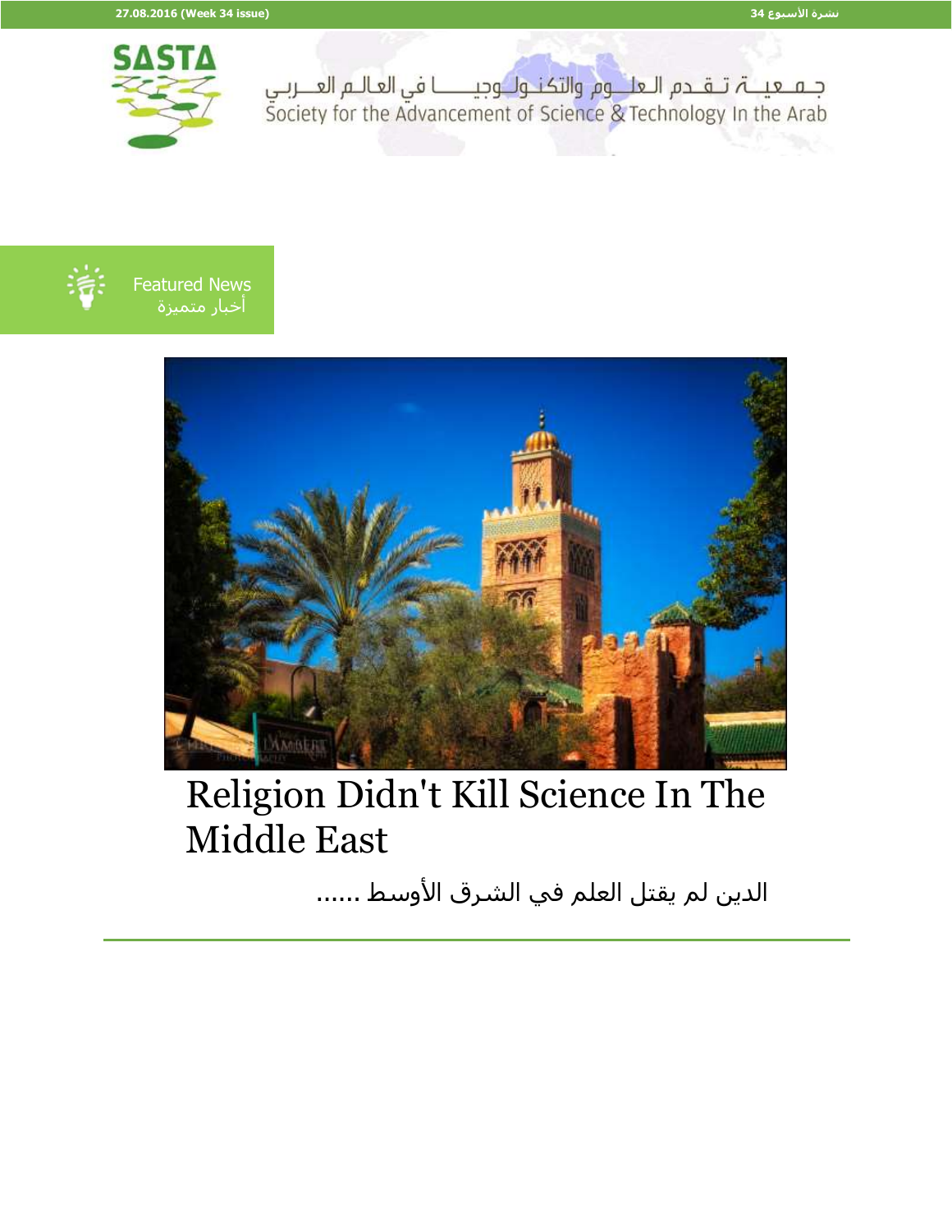جـمـعـيـة تـقـدم الـعلـوم والتـكـنـولـوجيـا في العـالـم العـربـي
Society for the Advancement of Science & Technology In the Arab

Featured News
أخبار متميزة

# Religion Didn't Kill Science In The Middle East

الدين لم يقتل العلم في الشرق الأوسط ......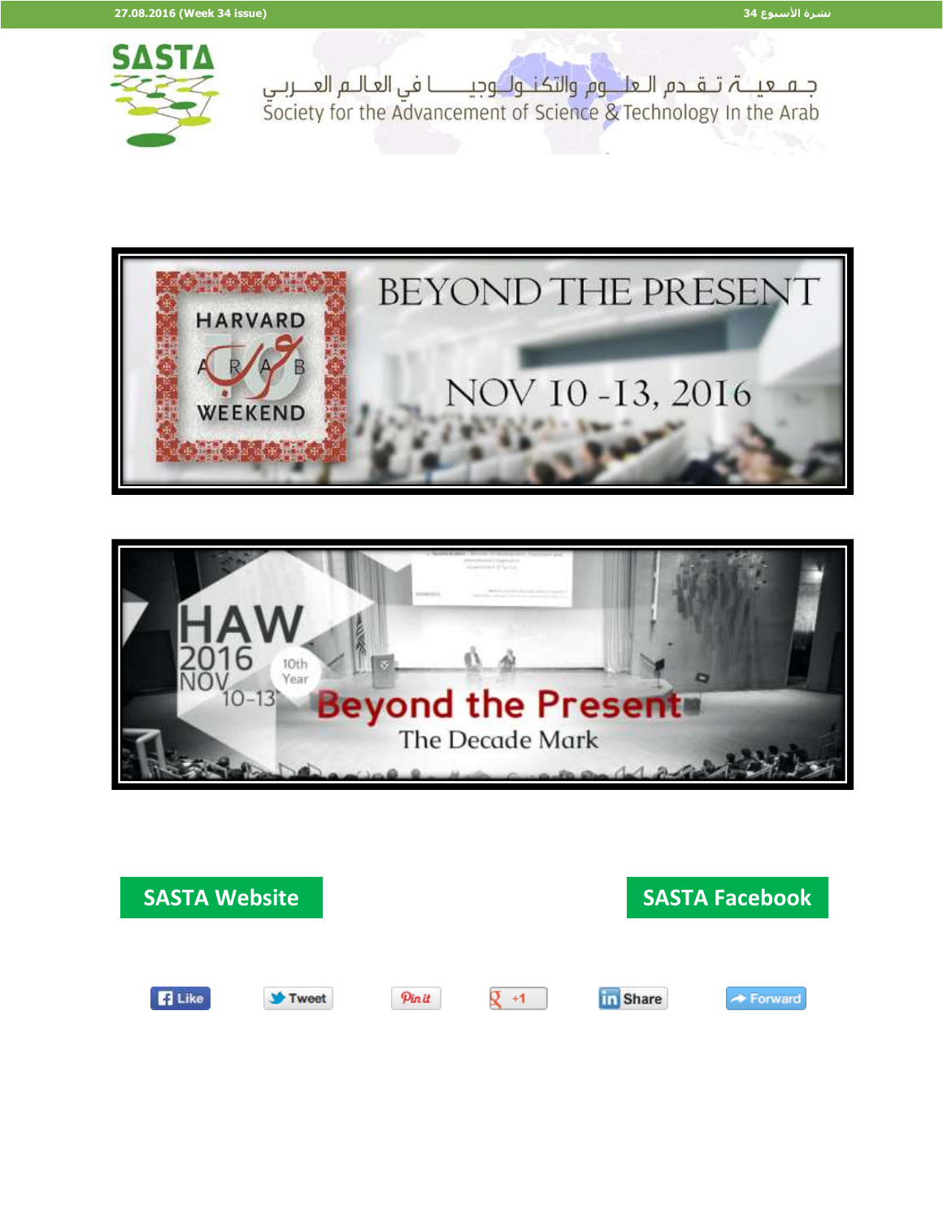Society for the Advancement of Science & Technology In the Arab

جـمـعيـة تـقـدم الـعلــوم والتكـنـولـوجيــا في العالـم العــربي

BEYOND THE PRESENT

HARVARD ARAB WEEKEND

NOV 10 -13, 2016

HAW 2016 NOV 10-13

10th Year

Beyond the Present

The Decade Mark

SASTA Website

SASTA Facebook

Like Tweet Pin it +1 Share Forward